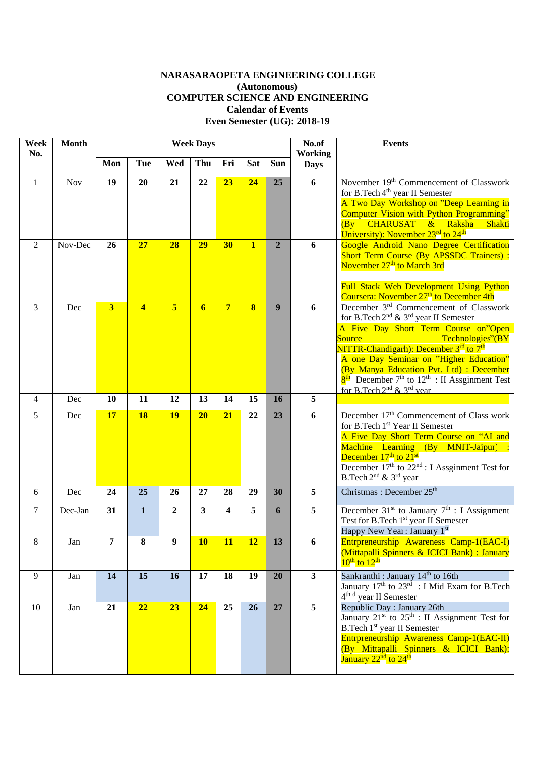**NARASARAOPETA ENGINEERING COLLEGE**
**(Autonomous)**
**COMPUTER SCIENCE AND ENGINEERING**
**Calendar of Events**
**Even Semester (UG): 2018-19**

| Week No. | Month | Week Days | | | | | | | No.of Working Days | Events |
|---|---|---|---|---|---|---|---|---|---|---|
| | | Mon | Tue | Wed | Thu | Fri | Sat | Sun | | |
| 1 | Nov | 19 | 20 | 21 | 22 | 23 | 24 | 25 | 6 | November 19th Commencement of Classwork for B.Tech 4th year II Semester<br>A Two Day Workshop on "Deep Learning in Computer Vision with Python Programming" (By CHARUSAT & Raksha Shakti University): November 23rd to 24th |
| 2 | Nov-Dec | 26 | 27 | 28 | 29 | 30 | 1 | 2 | 6 | Google Android Nano Degree Certification Short Term Course (By APSSDC Trainers) : November 27th to March 3rd<br>Full Stack Web Development Using Python Coursera: November 27th to December 4th |
| 3 | Dec | 3 | 4 | 5 | 6 | 7 | 8 | 9 | 6 | December 3rd Commencement of Classwork for B.Tech 2nd & 3rd year II Semester<br>A Five Day Short Term Course on"Open Source Technologies"(BY NITTR-Chandigarh): December 3rd to 7th<br>A one Day Seminar on "Higher Education" (By Manya Education Pvt. Ltd) : December 8th December 7th to 12th : II Assginment Test for B.Tech 2nd & 3rd year |
| 4 | Dec | 10 | 11 | 12 | 13 | 14 | 15 | 16 | 5 | |
| 5 | Dec | 17 | 18 | 19 | 20 | 21 | 22 | 23 | 6 | December 17th Commencement of Class work for B.Tech 1st Year II Semester<br>A Five Day Short Term Course on "AI and Machine Learning (By MNIT-Jaipur) : December 17th to 21st<br>December 17th to 22nd : I Assginment Test for B.Tech 2nd & 3rd year |
| 6 | Dec | 24 | 25 | 26 | 27 | 28 | 29 | 30 | 5 | Christmas : December 25th |
| 7 | Dec-Jan | 31 | 1 | 2 | 3 | 4 | 5 | 6 | 5 | December 31st to January 7th : I Assignment Test for B.Tech 1st year II Semester<br>Happy New Year : January 1st |
| 8 | Jan | 7 | 8 | 9 | 10 | 11 | 12 | 13 | 6 | Entrpreneurship Awareness Camp-1(EAC-I) (Mittapalli Spinners & ICICI Bank) : January 10th to 12th |
| 9 | Jan | 14 | 15 | 16 | 17 | 18 | 19 | 20 | 3 | Sankranthi : January 14th to 16th<br>January 17th to 23rd : I Mid Exam for B.Tech 4th d year II Semester |
| 10 | Jan | 21 | 22 | 23 | 24 | 25 | 26 | 27 | 5 | Republic Day : January 26th<br>January 21st to 25th : II Assignment Test for B.Tech 1st year II Semester<br>Entrpreneurship Awareness Camp-1(EAC-II) (By Mittapalli Spinners & ICICI Bank): January 22nd to 24th |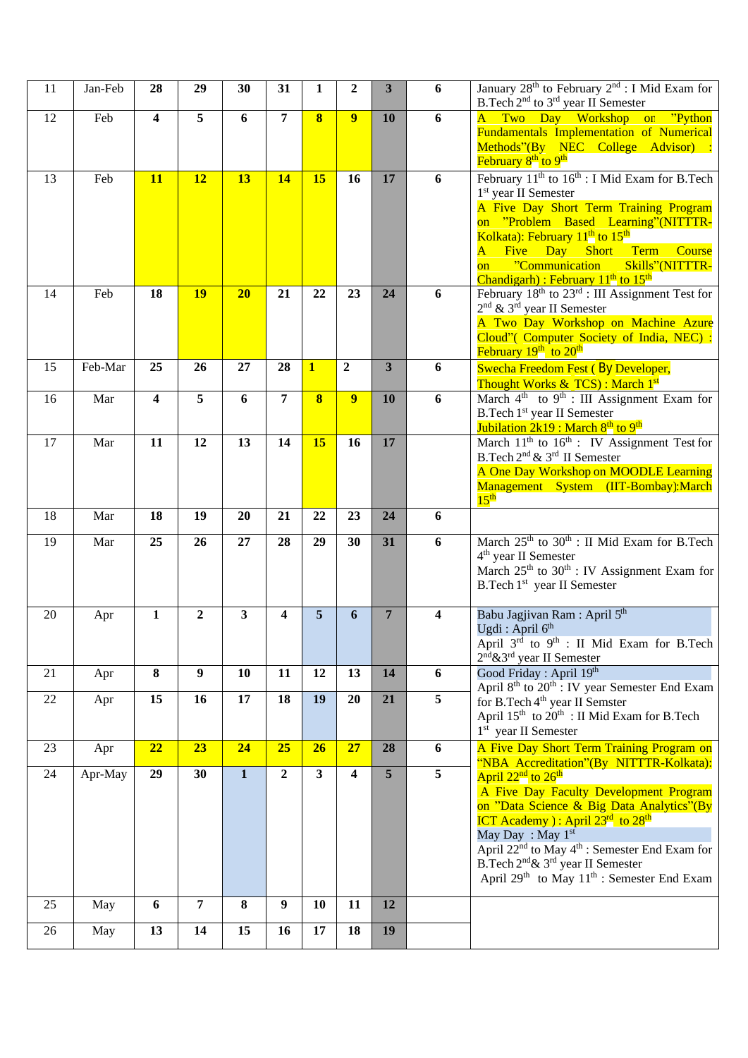| 11 | Jan-Feb | 28 | 29 | 30 | 31 | 1 | 2 | 3 | 6 | January 28th to February 2nd : I Mid Exam for B.Tech 2nd to 3rd year II Semester |
|---|---|---|---|---|---|---|---|---|---|---|
| 12 | Feb | 4 | 5 | 6 | 7 | 8 | 9 | 10 | 6 | A Two Day Workshop on "Python Fundamentals Implementation of Numerical Methods"(By NEC College Advisor) : February 8th to 9th |
| 13 | Feb | 11 | 12 | 13 | 14 | 15 | 16 | 17 | 6 | February 11th to 16th : I Mid Exam for B.Tech 1st year II Semester<br>A Five Day Short Term Training Program on "Problem Based Learning"(NITTTR-Kolkata): February 11th to 15th<br>A Five Day Short Term Course on "Communication Skills"(NITTTR-Chandigarh) : February 11th to 15th |
| 14 | Feb | 18 | 19 | 20 | 21 | 22 | 23 | 24 | 6 | February 18th to 23rd : III Assignment Test for 2nd & 3rd year II Semester<br>A Two Day Workshop on Machine Azure Cloud"( Computer Society of India, NEC) : February 19th to 20th |
| 15 | Feb-Mar | 25 | 26 | 27 | 28 | 1 | 2 | 3 | 6 | Swecha Freedom Fest ( By Developer, Thought Works & TCS) : March 1st |
| 16 | Mar | 4 | 5 | 6 | 7 | 8 | 9 | 10 | 6 | March 4th to 9th : III Assignment Exam for B.Tech 1st year II Semester<br>Jubilation 2k19 : March 8th to 9th |
| 17 | Mar | 11 | 12 | 13 | 14 | 15 | 16 | 17 | | March 11th to 16th : IV Assignment Test for B.Tech 2nd & 3rd II Semester<br>A One Day Workshop on MOODLE Learning Management System (IIT-Bombay):March 15th |
| 18 | Mar | 18 | 19 | 20 | 21 | 22 | 23 | 24 | 6 | |
| 19 | Mar | 25 | 26 | 27 | 28 | 29 | 30 | 31 | 6 | March 25th to 30th : II Mid Exam for B.Tech 4th year II Semester<br>March 25th to 30th : IV Assignment Exam for B.Tech 1st year II Semester |
| 20 | Apr | 1 | 2 | 3 | 4 | 5 | 6 | 7 | 4 | Babu Jagjivan Ram : April 5th<br>Ugdi : April 6th<br>April 3rd to 9th : II Mid Exam for B.Tech 2nd&3rd year II Semester |
| 21 | Apr | 8 | 9 | 10 | 11 | 12 | 13 | 14 | 6 | Good Friday : April 19th<br>April 8th to 20th : IV year Semester End Exam for B.Tech 4th year II Semster<br>April 15th to 20th : II Mid Exam for B.Tech 1st year II Semester |
| 22 | Apr | 15 | 16 | 17 | 18 | 19 | 20 | 21 | 5 | |
| 23 | Apr | 22 | 23 | 24 | 25 | 26 | 27 | 28 | 6 | A Five Day Short Term Training Program on "NBA Accreditation"(By NITTTR-Kolkata): April 22nd to 26th<br>A Five Day Faculty Development Program on "Data Science & Big Data Analytics"(By ICT Academy ) : April 23rd to 28th<br>May Day : May 1st<br>April 22nd to May 4th : Semester End Exam for B.Tech 2nd& 3rd year II Semester<br>April 29th to May 11th : Semester End Exam |
| 24 | Apr-May | 29 | 30 | 1 | 2 | 3 | 4 | 5 | 5 | |
| 25 | May | 6 | 7 | 8 | 9 | 10 | 11 | 12 | | |
| 26 | May | 13 | 14 | 15 | 16 | 17 | 18 | 19 | | |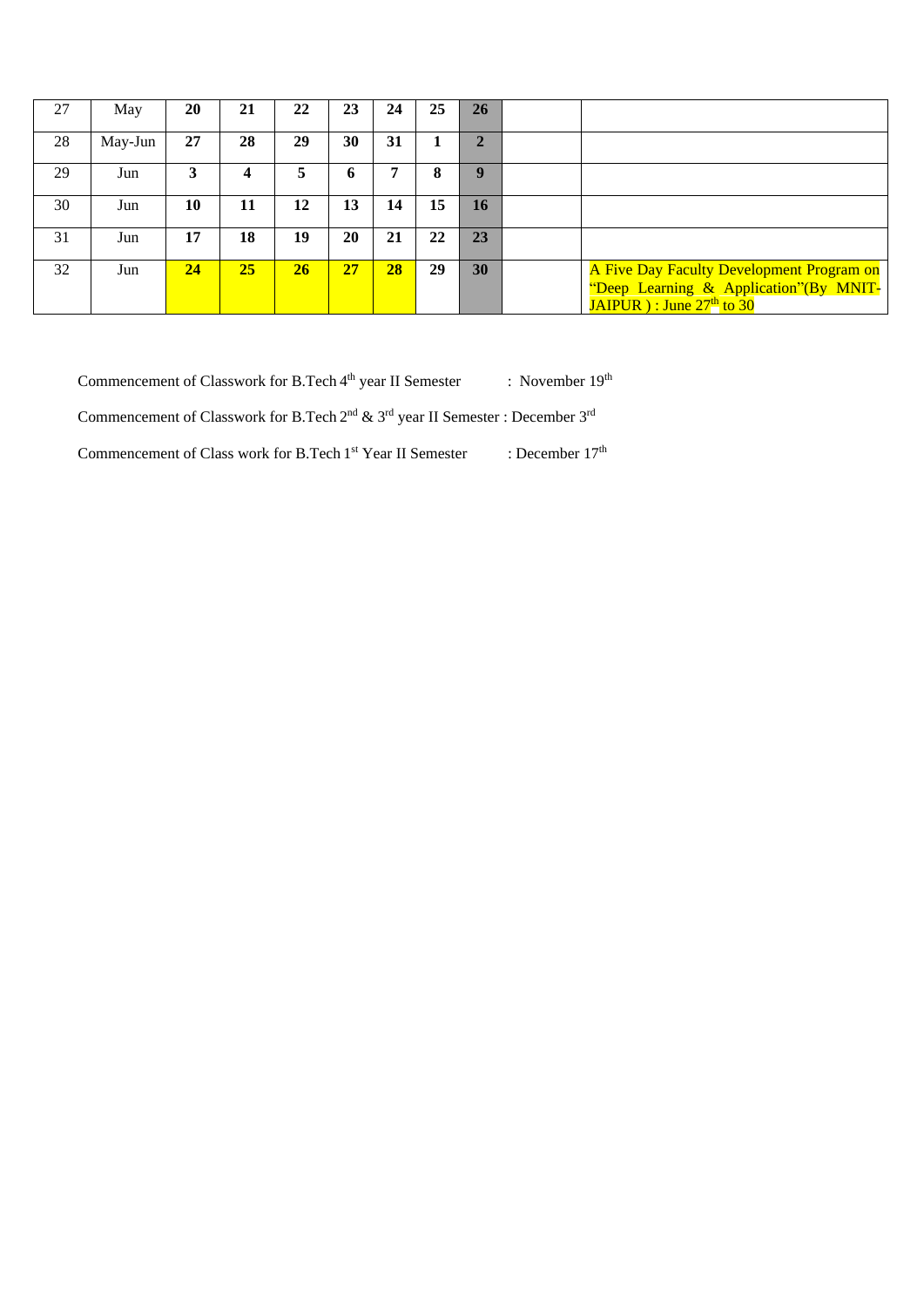| | | | | | | | | | | |
|---|---|---|---|---|---|---|---|---|---|---|
| 27 | May | **20** | **21** | **22** | **23** | **24** | **25** | **26** | | |
| 28 | May-Jun | **27** | **28** | **29** | **30** | **31** | **1** | **2** | | |
| 29 | Jun | **3** | **4** | **5** | **6** | **7** | **8** | **9** | | |
| 30 | Jun | **10** | **11** | **12** | **13** | **14** | **15** | **16** | | |
| 31 | Jun | **17** | **18** | **19** | **20** | **21** | **22** | **23** | | |
| 32 | Jun | **24** | **25** | **26** | **27** | **28** | **29** | **30** | | A Five Day Faculty Development Program on "Deep Learning & Application"(By MNIT-JAIPUR ) : June 27th to 30 |

Commencement of Classwork for B.Tech 4th year II Semester : November 19th

Commencement of Classwork for B.Tech 2nd & 3rd year II Semester : December 3rd

Commencement of Class work for B.Tech 1st Year II Semester : December 17th